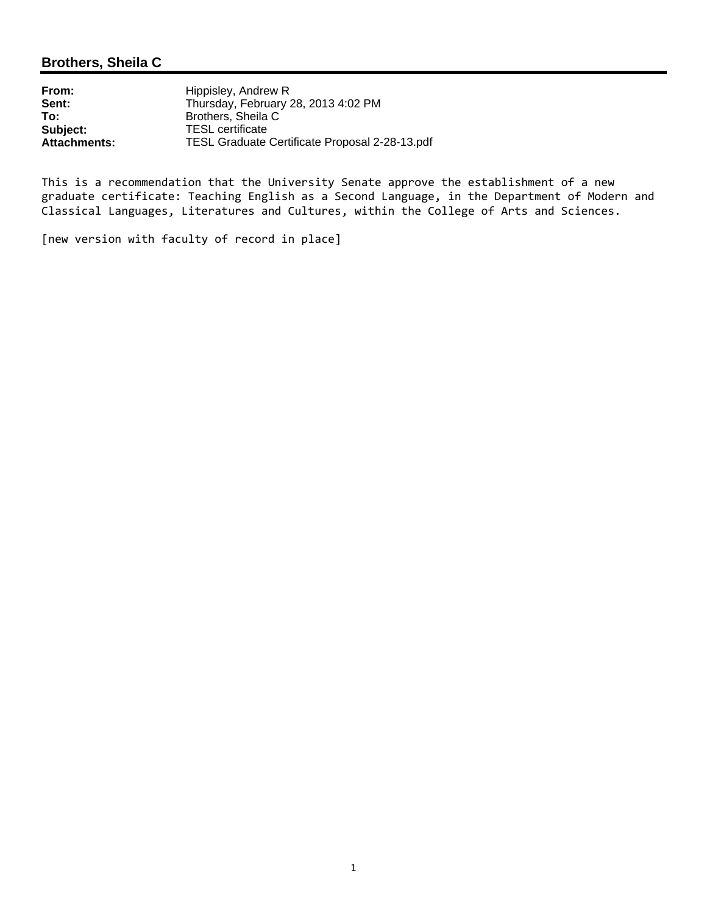## Brothers, Sheila C

| | |
|---|---|
| **From:** | Hippisley, Andrew R |
| **Sent:** | Thursday, February 28, 2013 4:02 PM |
| **To:** | Brothers, Sheila C |
| **Subject:** | TESL certificate |
| **Attachments:** | TESL Graduate Certificate Proposal 2-28-13.pdf |

This is a recommendation that the University Senate approve the establishment of a new graduate certificate: Teaching English as a Second Language, in the Department of Modern and Classical Languages, Literatures and Cultures, within the College of Arts and Sciences.

[new version with faculty of record in place]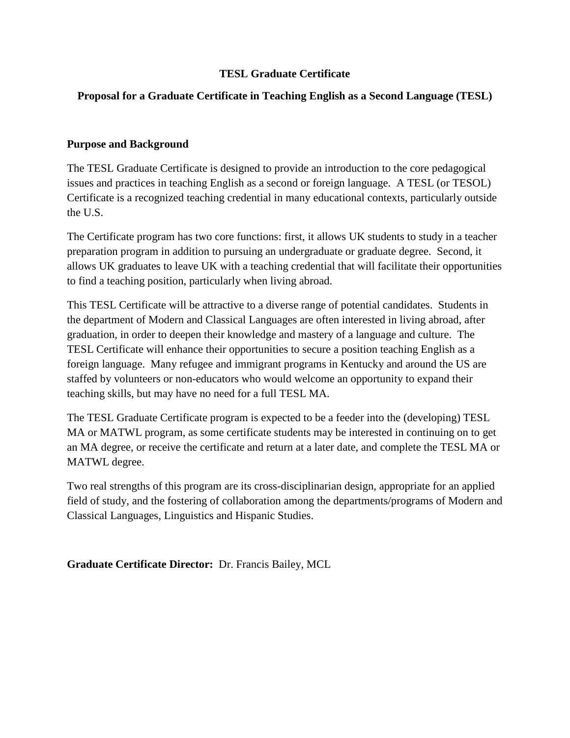**TESL Graduate Certificate**

**Proposal for a Graduate Certificate in Teaching English as a Second Language (TESL)**

**Purpose and Background**

The TESL Graduate Certificate is designed to provide an introduction to the core pedagogical issues and practices in teaching English as a second or foreign language. A TESL (or TESOL) Certificate is a recognized teaching credential in many educational contexts, particularly outside the U.S.

The Certificate program has two core functions: first, it allows UK students to study in a teacher preparation program in addition to pursuing an undergraduate or graduate degree. Second, it allows UK graduates to leave UK with a teaching credential that will facilitate their opportunities to find a teaching position, particularly when living abroad.

This TESL Certificate will be attractive to a diverse range of potential candidates. Students in the department of Modern and Classical Languages are often interested in living abroad, after graduation, in order to deepen their knowledge and mastery of a language and culture. The TESL Certificate will enhance their opportunities to secure a position teaching English as a foreign language. Many refugee and immigrant programs in Kentucky and around the US are staffed by volunteers or non-educators who would welcome an opportunity to expand their teaching skills, but may have no need for a full TESL MA.

The TESL Graduate Certificate program is expected to be a feeder into the (developing) TESL MA or MATWL program, as some certificate students may be interested in continuing on to get an MA degree, or receive the certificate and return at a later date, and complete the TESL MA or MATWL degree.

Two real strengths of this program are its cross-disciplinarian design, appropriate for an applied field of study, and the fostering of collaboration among the departments/programs of Modern and Classical Languages, Linguistics and Hispanic Studies.

**Graduate Certificate Director:** Dr. Francis Bailey, MCL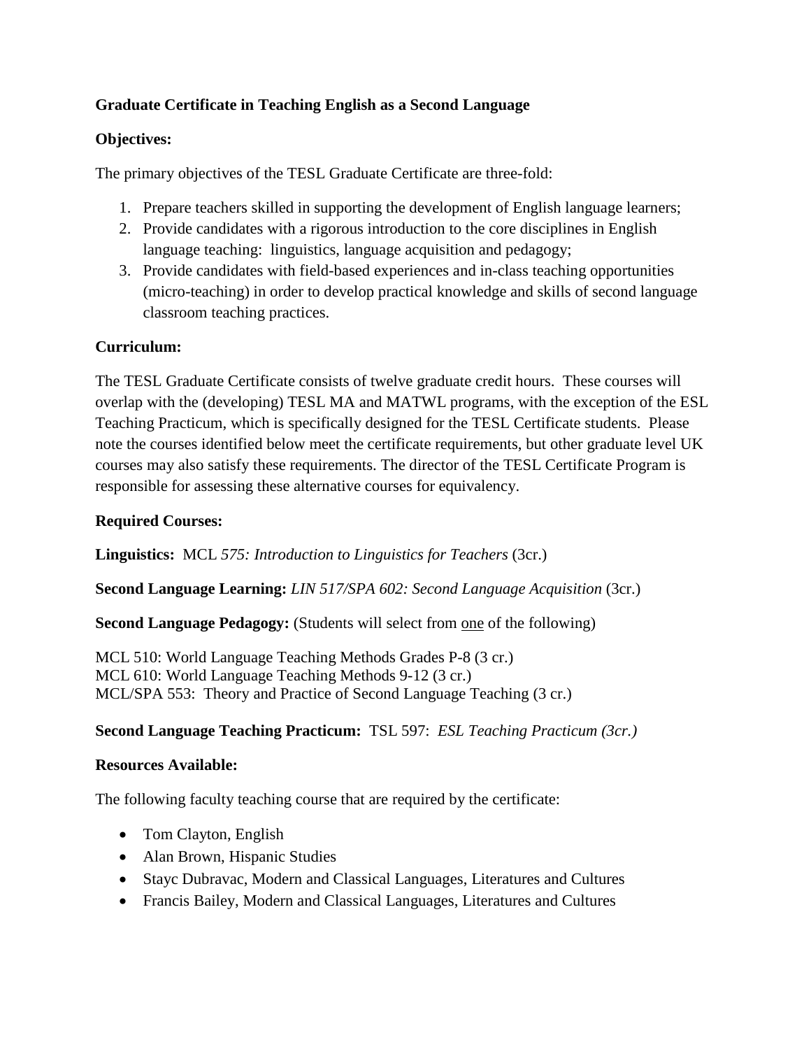**Graduate Certificate in Teaching English as a Second Language**

**Objectives:**

The primary objectives of the TESL Graduate Certificate are three-fold:

1. Prepare teachers skilled in supporting the development of English language learners;
2. Provide candidates with a rigorous introduction to the core disciplines in English language teaching: linguistics, language acquisition and pedagogy;
3. Provide candidates with field-based experiences and in-class teaching opportunities (micro-teaching) in order to develop practical knowledge and skills of second language classroom teaching practices.

**Curriculum:**

The TESL Graduate Certificate consists of twelve graduate credit hours. These courses will overlap with the (developing) TESL MA and MATWL programs, with the exception of the ESL Teaching Practicum, which is specifically designed for the TESL Certificate students. Please note the courses identified below meet the certificate requirements, but other graduate level UK courses may also satisfy these requirements. The director of the TESL Certificate Program is responsible for assessing these alternative courses for equivalency.

**Required Courses:**

**Linguistics:** MCL *575: Introduction to Linguistics for Teachers* (3cr.)

**Second Language Learning:** *LIN 517/SPA 602: Second Language Acquisition* (3cr.)

**Second Language Pedagogy:** (Students will select from <u>one</u> of the following)

MCL 510: World Language Teaching Methods Grades P-8 (3 cr.)
MCL 610: World Language Teaching Methods 9-12 (3 cr.)
MCL/SPA 553: Theory and Practice of Second Language Teaching (3 cr.)

**Second Language Teaching Practicum:** TSL 597: *ESL Teaching Practicum (3cr.)*

**Resources Available:**

The following faculty teaching course that are required by the certificate:

- Tom Clayton, English
- Alan Brown, Hispanic Studies
- Stayc Dubravac, Modern and Classical Languages, Literatures and Cultures
- Francis Bailey, Modern and Classical Languages, Literatures and Cultures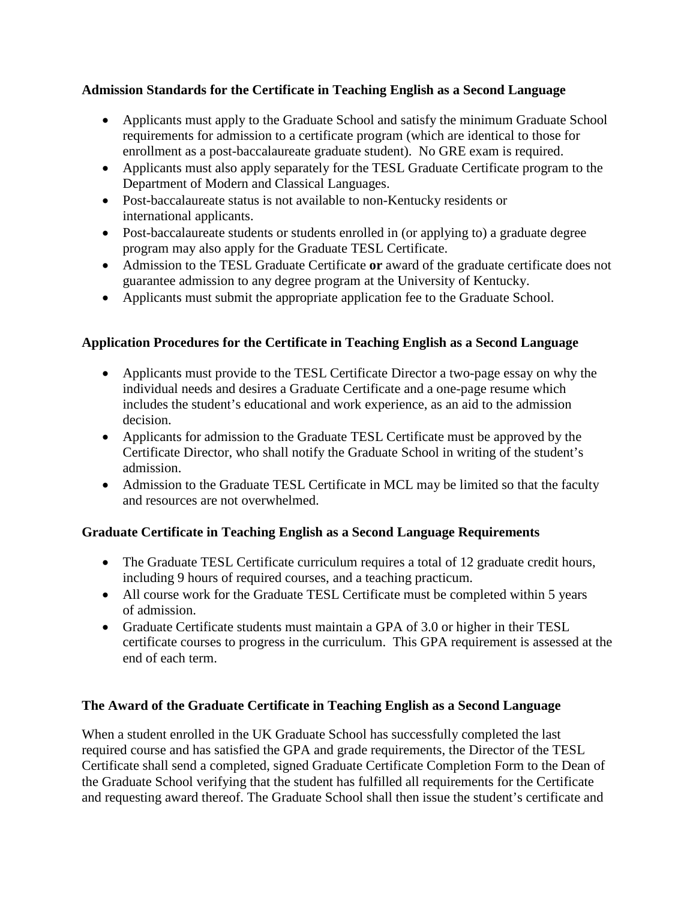**Admission Standards for the Certificate in Teaching English as a Second Language**

- Applicants must apply to the Graduate School and satisfy the minimum Graduate School requirements for admission to a certificate program (which are identical to those for enrollment as a post-baccalaureate graduate student). No GRE exam is required.
- Applicants must also apply separately for the TESL Graduate Certificate program to the Department of Modern and Classical Languages.
- Post-baccalaureate status is not available to non-Kentucky residents or international applicants.
- Post-baccalaureate students or students enrolled in (or applying to) a graduate degree program may also apply for the Graduate TESL Certificate.
- Admission to the TESL Graduate Certificate **or** award of the graduate certificate does not guarantee admission to any degree program at the University of Kentucky.
- Applicants must submit the appropriate application fee to the Graduate School.

**Application Procedures for the Certificate in Teaching English as a Second Language**

- Applicants must provide to the TESL Certificate Director a two-page essay on why the individual needs and desires a Graduate Certificate and a one-page resume which includes the student's educational and work experience, as an aid to the admission decision.
- Applicants for admission to the Graduate TESL Certificate must be approved by the Certificate Director, who shall notify the Graduate School in writing of the student's admission.
- Admission to the Graduate TESL Certificate in MCL may be limited so that the faculty and resources are not overwhelmed.

**Graduate Certificate in Teaching English as a Second Language Requirements**

- The Graduate TESL Certificate curriculum requires a total of 12 graduate credit hours, including 9 hours of required courses, and a teaching practicum.
- All course work for the Graduate TESL Certificate must be completed within 5 years of admission.
- Graduate Certificate students must maintain a GPA of 3.0 or higher in their TESL certificate courses to progress in the curriculum. This GPA requirement is assessed at the end of each term.

**The Award of the Graduate Certificate in Teaching English as a Second Language**

When a student enrolled in the UK Graduate School has successfully completed the last required course and has satisfied the GPA and grade requirements, the Director of the TESL Certificate shall send a completed, signed Graduate Certificate Completion Form to the Dean of the Graduate School verifying that the student has fulfilled all requirements for the Certificate and requesting award thereof. The Graduate School shall then issue the student's certificate and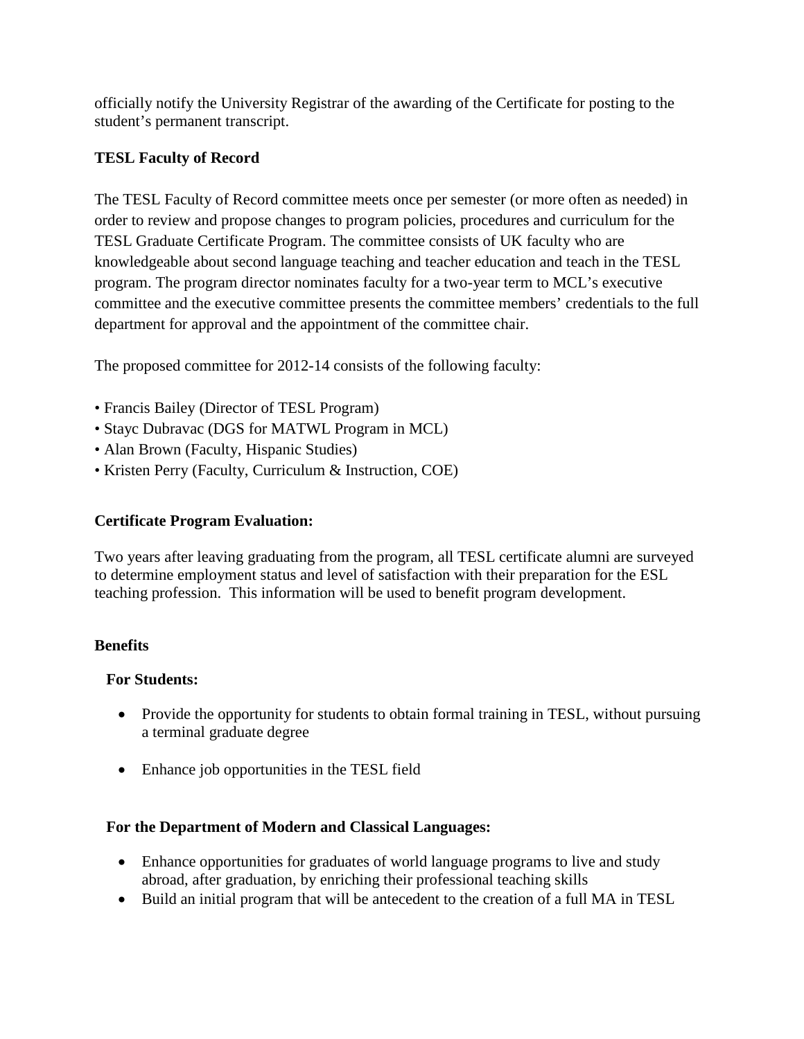officially notify the University Registrar of the awarding of the Certificate for posting to the student's permanent transcript.

**TESL Faculty of Record**

The TESL Faculty of Record committee meets once per semester (or more often as needed) in order to review and propose changes to program policies, procedures and curriculum for the TESL Graduate Certificate Program. The committee consists of UK faculty who are knowledgeable about second language teaching and teacher education and teach in the TESL program. The program director nominates faculty for a two-year term to MCL's executive committee and the executive committee presents the committee members' credentials to the full department for approval and the appointment of the committee chair.

The proposed committee for 2012-14 consists of the following faculty:

- Francis Bailey (Director of TESL Program)
- Stayc Dubravac (DGS for MATWL Program in MCL)
- Alan Brown (Faculty, Hispanic Studies)
- Kristen Perry (Faculty, Curriculum & Instruction, COE)

**Certificate Program Evaluation:**

Two years after leaving graduating from the program, all TESL certificate alumni are surveyed to determine employment status and level of satisfaction with their preparation for the ESL teaching profession. This information will be used to benefit program development.

**Benefits**

**For Students:**

- Provide the opportunity for students to obtain formal training in TESL, without pursuing a terminal graduate degree
- Enhance job opportunities in the TESL field

**For the Department of Modern and Classical Languages:**

- Enhance opportunities for graduates of world language programs to live and study abroad, after graduation, by enriching their professional teaching skills
- Build an initial program that will be antecedent to the creation of a full MA in TESL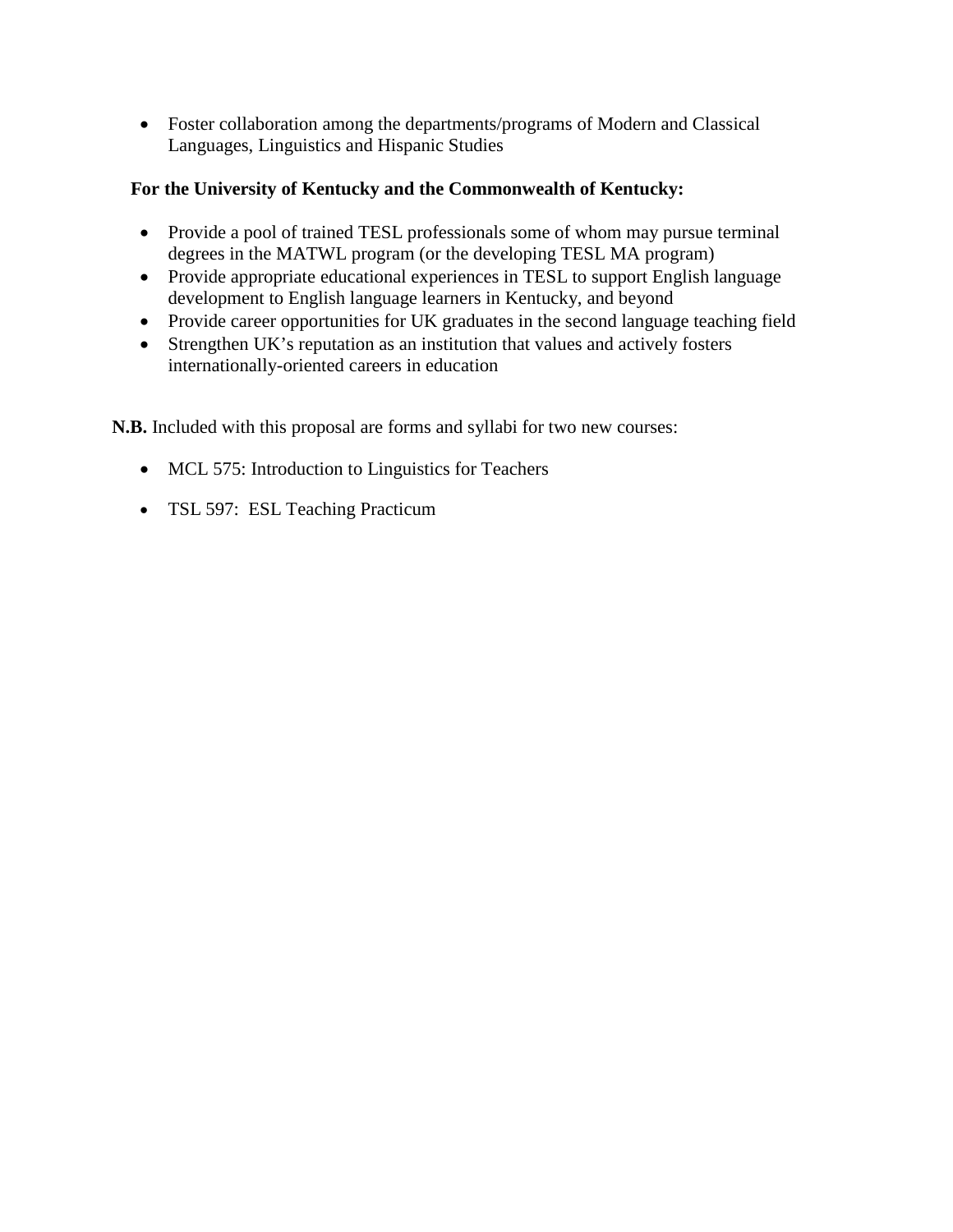- Foster collaboration among the departments/programs of Modern and Classical Languages, Linguistics and Hispanic Studies

**For the University of Kentucky and the Commonwealth of Kentucky:**

- Provide a pool of trained TESL professionals some of whom may pursue terminal degrees in the MATWL program (or the developing TESL MA program)
- Provide appropriate educational experiences in TESL to support English language development to English language learners in Kentucky, and beyond
- Provide career opportunities for UK graduates in the second language teaching field
- Strengthen UK's reputation as an institution that values and actively fosters internationally-oriented careers in education

**N.B.** Included with this proposal are forms and syllabi for two new courses:

- MCL 575: Introduction to Linguistics for Teachers
- TSL 597: ESL Teaching Practicum